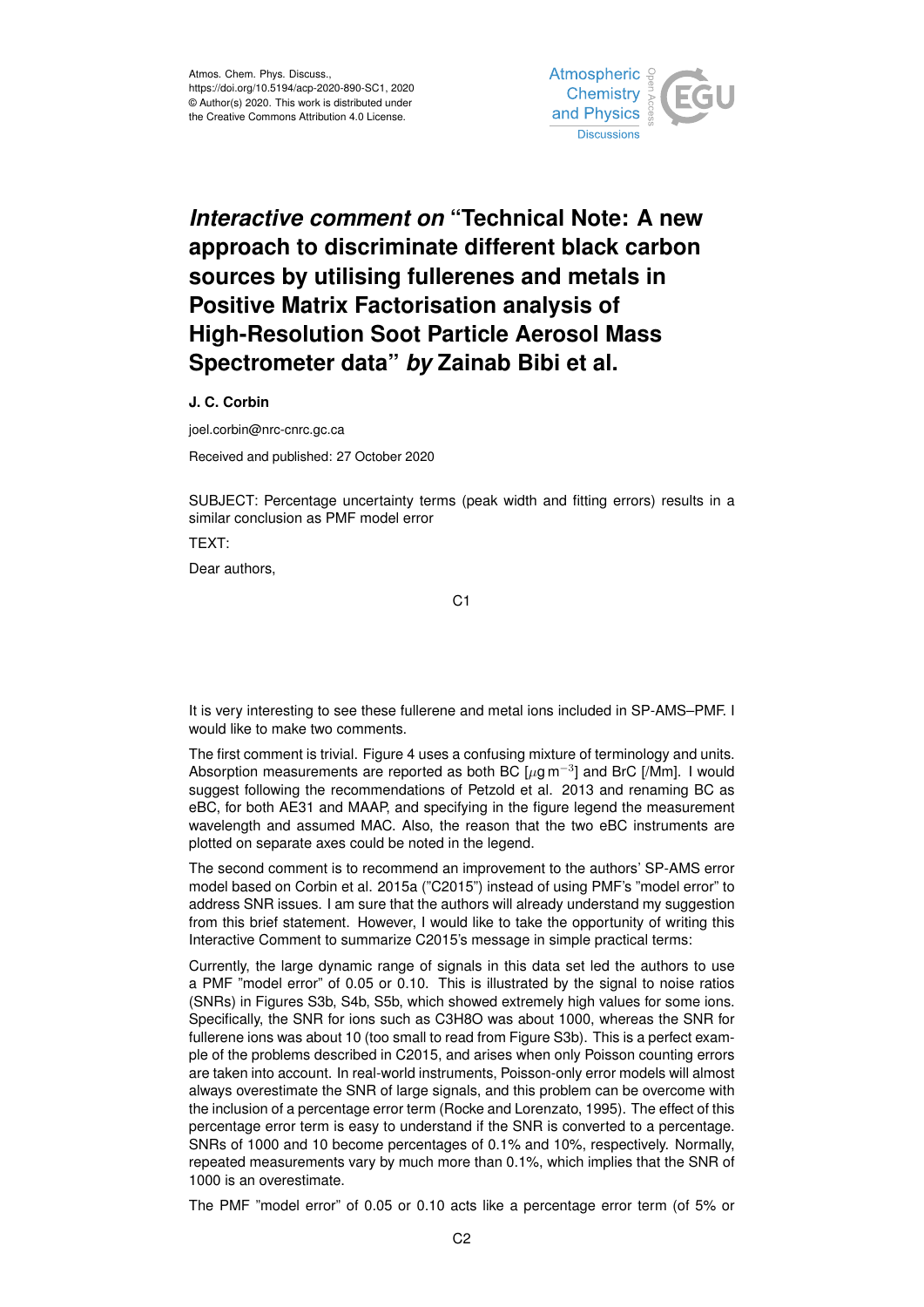Atmos. Chem. Phys. Discuss.,
https://doi.org/10.5194/acp-2020-890-SC1, 2020
© Author(s) 2020. This work is distributed under
the Creative Commons Attribution 4.0 License.

# *Interactive comment on* "Technical Note: A new approach to discriminate different black carbon sources by utilising fullerenes and metals in Positive Matrix Factorisation analysis of High-Resolution Soot Particle Aerosol Mass Spectrometer data" *by* Zainab Bibi et al.

**J. C. Corbin**

joel.corbin@nrc-cnrc.gc.ca

Received and published: 27 October 2020

SUBJECT: Percentage uncertainty terms (peak width and fitting errors) results in a similar conclusion as PMF model error

TEXT:

Dear authors,

It is very interesting to see these fullerene and metal ions included in SP-AMS–PMF. I would like to make two comments.

The first comment is trivial. Figure 4 uses a confusing mixture of terminology and units. Absorption measurements are reported as both BC [$\mu g\,m^{-3}$] and BrC [/Mm]. I would suggest following the recommendations of Petzold et al. 2013 and renaming BC as eBC, for both AE31 and MAAP, and specifying in the figure legend the measurement wavelength and assumed MAC. Also, the reason that the two eBC instruments are plotted on separate axes could be noted in the legend.

The second comment is to recommend an improvement to the authors' SP-AMS error model based on Corbin et al. 2015a ("C2015") instead of using PMF's "model error" to address SNR issues. I am sure that the authors will already understand my suggestion from this brief statement. However, I would like to take the opportunity of writing this Interactive Comment to summarize C2015's message in simple practical terms:

Currently, the large dynamic range of signals in this data set led the authors to use a PMF "model error" of 0.05 or 0.10. This is illustrated by the signal to noise ratios (SNRs) in Figures S3b, S4b, S5b, which showed extremely high values for some ions. Specifically, the SNR for ions such as $C_3H_8O$ was about 1000, whereas the SNR for fullerene ions was about 10 (too small to read from Figure S3b). This is a perfect example of the problems described in C2015, and arises when only Poisson counting errors are taken into account. In real-world instruments, Poisson-only error models will almost always overestimate the SNR of large signals, and this problem can be overcome with the inclusion of a percentage error term (Rocke and Lorenzato, 1995). The effect of this percentage error term is easy to understand if the SNR is converted to a percentage. SNRs of 1000 and 10 become percentages of 0.1% and 10%, respectively. Normally, repeated measurements vary by much more than 0.1%, which implies that the SNR of 1000 is an overestimate.

The PMF "model error" of 0.05 or 0.10 acts like a percentage error term (of 5% or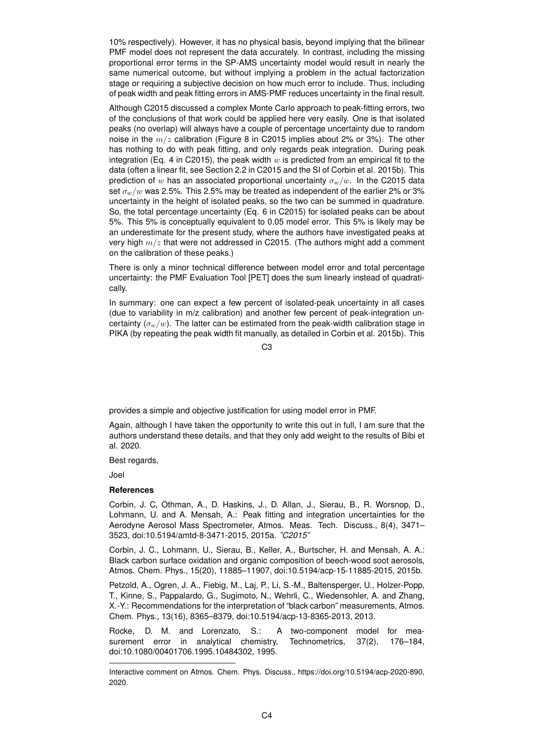10% respectively). However, it has no physical basis, beyond implying that the bilinear PMF model does not represent the data accurately. In contrast, including the missing proportional error terms in the SP-AMS uncertainty model would result in nearly the same numerical outcome, but without implying a problem in the actual factorization stage or requiring a subjective decision on how much error to include. Thus, including of peak width and peak fitting errors in AMS-PMF reduces uncertainty in the final result.

Although C2015 discussed a complex Monte Carlo approach to peak-fitting errors, two of the conclusions of that work could be applied here very easily. One is that isolated peaks (no overlap) will always have a couple of percentage uncertainty due to random noise in the $m/z$ calibration (Figure 8 in C2015 implies about 2% or 3%). The other has nothing to do with peak fitting, and only regards peak integration. During peak integration (Eq. 4 in C2015), the peak width $w$ is predicted from an empirical fit to the data (often a linear fit, see Section 2.2 in C2015 and the SI of Corbin et al. 2015b). This prediction of $w$ has an associated proportional uncertainty $\sigma_w/w$. In the C2015 data set $\sigma_w/w$ was 2.5%. This 2.5% may be treated as independent of the earlier 2% or 3% uncertainty in the height of isolated peaks, so the two can be summed in quadrature. So, the total percentage uncertainty (Eq. 6 in C2015) for isolated peaks can be about 5%. This 5% is conceptually equivalent to 0.05 model error. This 5% is likely may be an underestimate for the present study, where the authors have investigated peaks at very high $m/z$ that were not addressed in C2015. (The authors might add a comment on the calibration of these peaks.)

There is only a minor technical difference between model error and total percentage uncertainty: the PMF Evaluation Tool [PET] does the sum linearly instead of quadratically.

In summary: one can expect a few percent of isolated-peak uncertainty in all cases (due to variability in m/z calibration) and another few percent of peak-integration uncertainty ($\sigma_w/w$). The latter can be estimated from the peak-width calibration stage in PIKA (by repeating the peak width fit manually, as detailed in Corbin et al. 2015b). This provides a simple and objective justification for using model error in PMF.

Again, although I have taken the opportunity to write this out in full, I am sure that the authors understand these details, and that they only add weight to the results of Bibi et al. 2020.

Best regards,

Joel

**References**

Corbin, J. C, Othman, A., D. Haskins, J., D. Allan, J., Sierau, B., R. Worsnop, D., Lohmann, U. and A. Mensah, A.: Peak fitting and integration uncertainties for the Aerodyne Aerosol Mass Spectrometer, Atmos. Meas. Tech. Discuss., 8(4), 3471–3523, doi:10.5194/amtd-8-3471-2015, 2015a. *"C2015"*

Corbin, J. C., Lohmann, U., Sierau, B., Keller, A., Burtscher, H. and Mensah, A. A.: Black carbon surface oxidation and organic composition of beech-wood soot aerosols, Atmos. Chem. Phys., 15(20), 11885–11907, doi:10.5194/acp-15-11885-2015, 2015b.

Petzold, A., Ogren, J. A., Fiebig, M., Laj, P., Li, S.-M., Baltensperger, U., Holzer-Popp, T., Kinne, S., Pappalardo, G., Sugimoto, N., Wehrli, C., Wiedensohler, A. and Zhang, X.-Y.: Recommendations for the interpretation of "black carbon" measurements, Atmos. Chem. Phys., 13(16), 8365–8379, doi:10.5194/acp-13-8365-2013, 2013.

Rocke, D. M. and Lorenzato, S.: A two-component model for measurement error in analytical chemistry, Technometrics, 37(2), 176–184, doi:10.1080/00401706.1995.10484302, 1995.

Interactive comment on Atmos. Chem. Phys. Discuss., https://doi.org/10.5194/acp-2020-890, 2020.